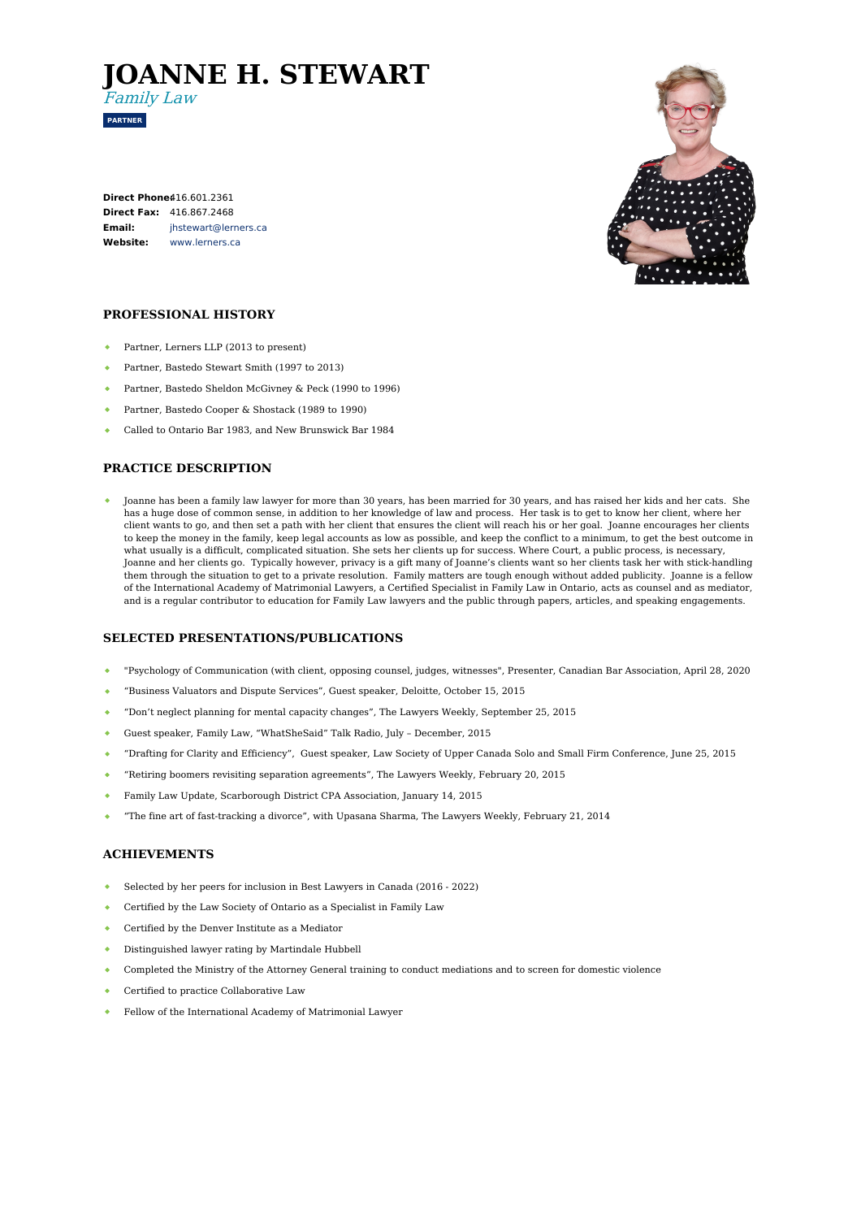# JOANNE H. STEWART

*Family Law*

**PARTNER**

**Direct Phone:** 416.601.2361
**Direct Fax:** 416.867.2468
**Email:** jhstewart@lerners.ca
**Website:** www.lerners.ca

## PROFESSIONAL HISTORY

- Partner, Lerners LLP (2013 to present)
- Partner, Bastedo Stewart Smith (1997 to 2013)
- Partner, Bastedo Sheldon McGivney & Peck (1990 to 1996)
- Partner, Bastedo Cooper & Shostack (1989 to 1990)
- Called to Ontario Bar 1983, and New Brunswick Bar 1984

## PRACTICE DESCRIPTION

- Joanne has been a family law lawyer for more than 30 years, has been married for 30 years, and has raised her kids and her cats. She has a huge dose of common sense, in addition to her knowledge of law and process. Her task is to get to know her client, where her client wants to go, and then set a path with her client that ensures the client will reach his or her goal. Joanne encourages her clients to keep the money in the family, keep legal accounts as low as possible, and keep the conflict to a minimum, to get the best outcome in what usually is a difficult, complicated situation. She sets her clients up for success. Where Court, a public process, is necessary, Joanne and her clients go. Typically however, privacy is a gift many of Joanne's clients want so her clients task her with stick-handling them through the situation to get to a private resolution. Family matters are tough enough without added publicity. Joanne is a fellow of the International Academy of Matrimonial Lawyers, a Certified Specialist in Family Law in Ontario, acts as counsel and as mediator, and is a regular contributor to education for Family Law lawyers and the public through papers, articles, and speaking engagements.

## SELECTED PRESENTATIONS/PUBLICATIONS

- "Psychology of Communication (with client, opposing counsel, judges, witnesses", Presenter, Canadian Bar Association, April 28, 2020
- "Business Valuators and Dispute Services", Guest speaker, Deloitte, October 15, 2015
- "Don't neglect planning for mental capacity changes", The Lawyers Weekly, September 25, 2015
- Guest speaker, Family Law, "WhatSheSaid" Talk Radio, July – December, 2015
- "Drafting for Clarity and Efficiency", Guest speaker, Law Society of Upper Canada Solo and Small Firm Conference, June 25, 2015
- "Retiring boomers revisiting separation agreements", The Lawyers Weekly, February 20, 2015
- Family Law Update, Scarborough District CPA Association, January 14, 2015
- "The fine art of fast-tracking a divorce", with Upasana Sharma, The Lawyers Weekly, February 21, 2014

## ACHIEVEMENTS

- Selected by her peers for inclusion in Best Lawyers in Canada (2016 - 2022)
- Certified by the Law Society of Ontario as a Specialist in Family Law
- Certified by the Denver Institute as a Mediator
- Distinguished lawyer rating by Martindale Hubbell
- Completed the Ministry of the Attorney General training to conduct mediations and to screen for domestic violence
- Certified to practice Collaborative Law
- Fellow of the International Academy of Matrimonial Lawyer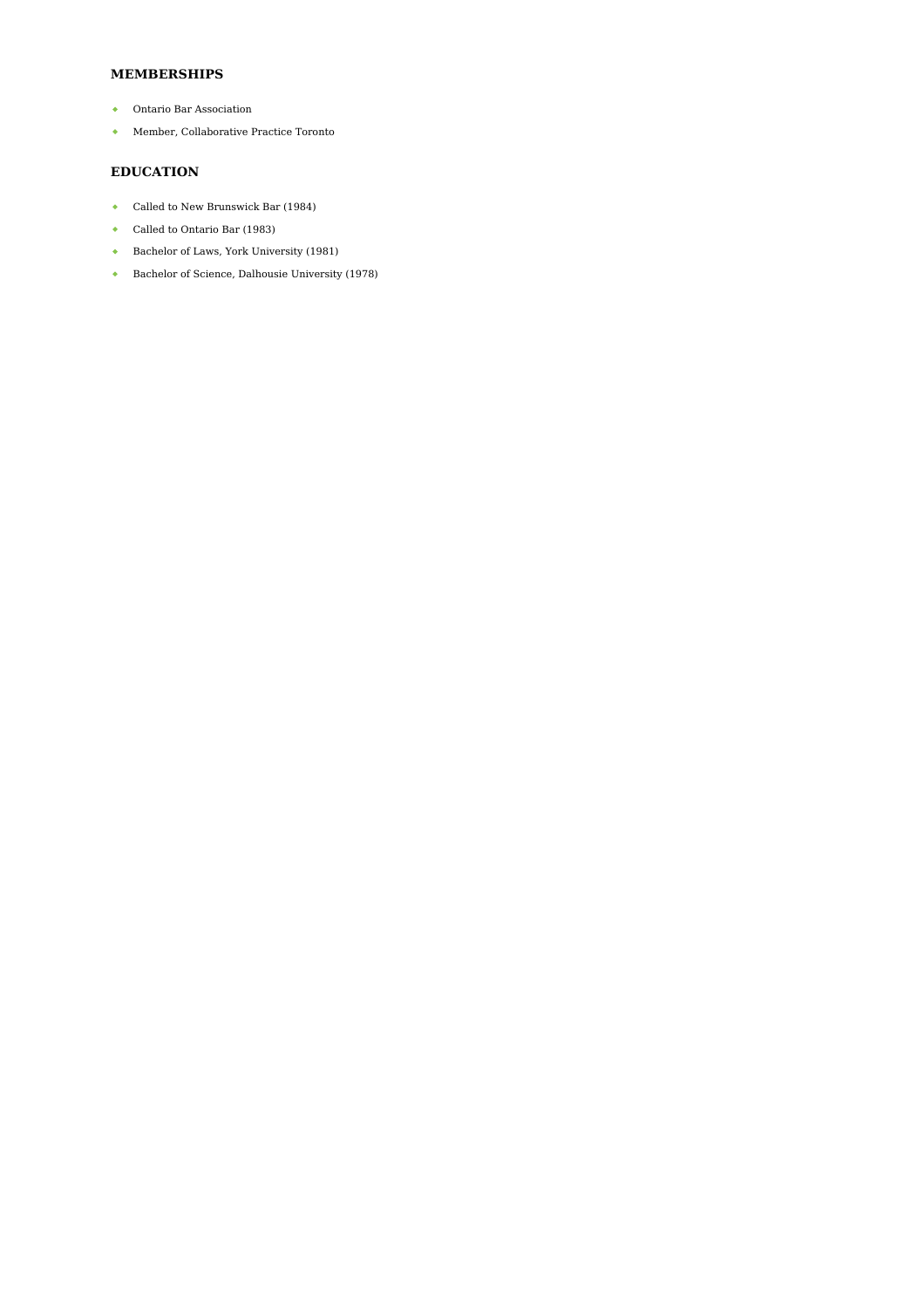### MEMBERSHIPS

- Ontario Bar Association
- Member, Collaborative Practice Toronto

### EDUCATION

- Called to New Brunswick Bar (1984)
- Called to Ontario Bar (1983)
- Bachelor of Laws, York University (1981)
- Bachelor of Science, Dalhousie University (1978)